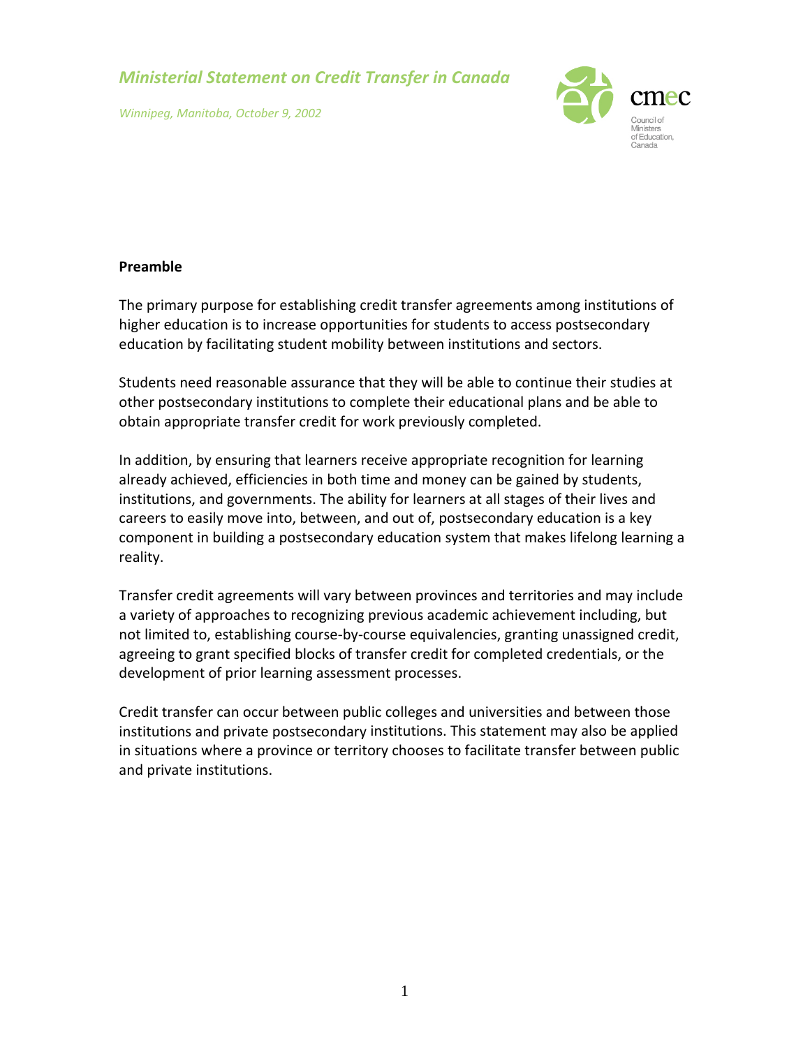# *Ministerial Statement on Credit Transfer in Canada*

*Winnipeg, Manitoba, October 9, 2002*

cmec

Council of Ministers of Education, Canada

**Preamble**

The primary purpose for establishing credit transfer agreements among institutions of higher education is to increase opportunities for students to access postsecondary education by facilitating student mobility between institutions and sectors.

Students need reasonable assurance that they will be able to continue their studies at other postsecondary institutions to complete their educational plans and be able to obtain appropriate transfer credit for work previously completed.

In addition, by ensuring that learners receive appropriate recognition for learning already achieved, efficiencies in both time and money can be gained by students, institutions, and governments. The ability for learners at all stages of their lives and careers to easily move into, between, and out of, postsecondary education is a key component in building a postsecondary education system that makes lifelong learning a reality.

Transfer credit agreements will vary between provinces and territories and may include a variety of approaches to recognizing previous academic achievement including, but not limited to, establishing course-by-course equivalencies, granting unassigned credit, agreeing to grant specified blocks of transfer credit for completed credentials, or the development of prior learning assessment processes.

Credit transfer can occur between public colleges and universities and between those institutions and private postsecondary institutions. This statement may also be applied in situations where a province or territory chooses to facilitate transfer between public and private institutions.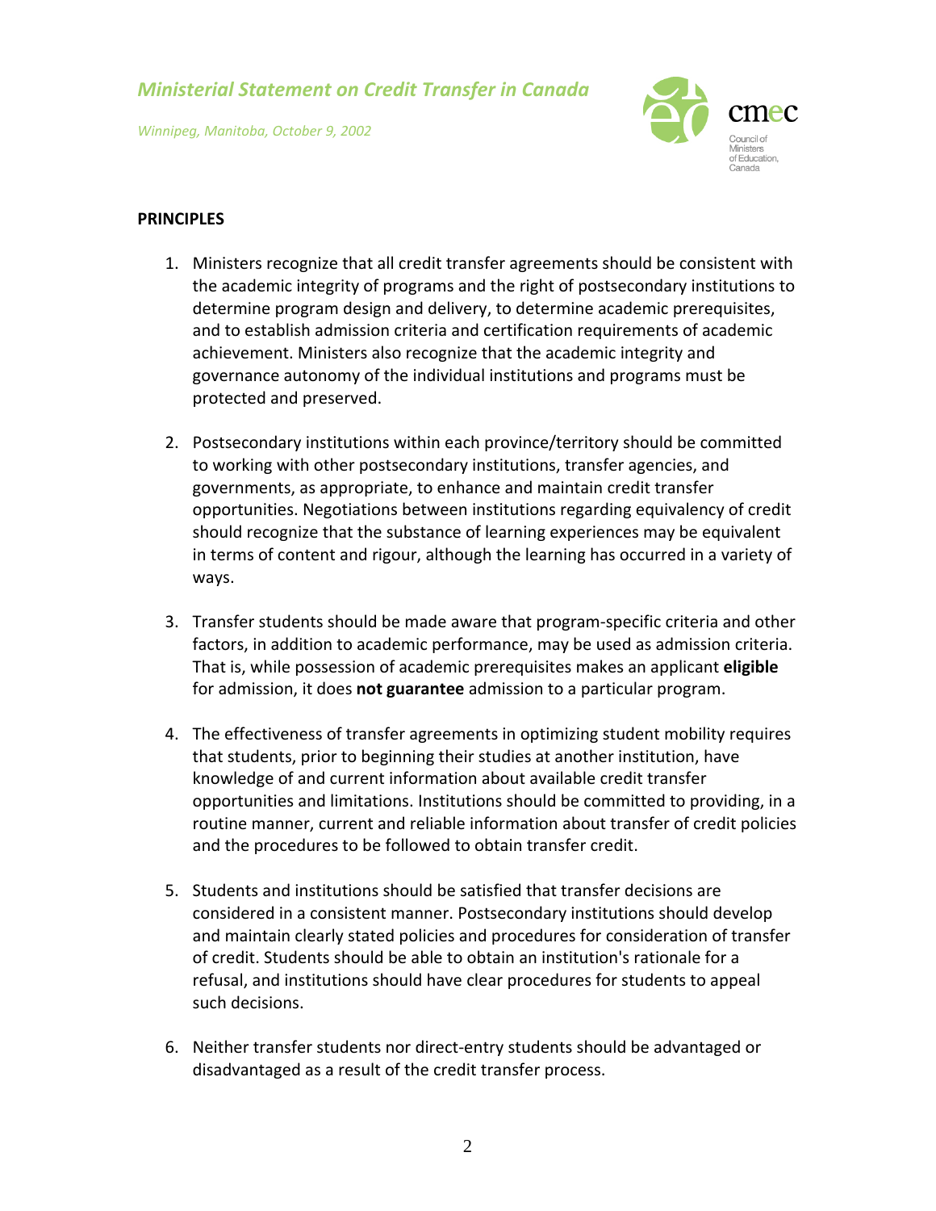## PRINCIPLES

1. Ministers recognize that all credit transfer agreements should be consistent with the academic integrity of programs and the right of postsecondary institutions to determine program design and delivery, to determine academic prerequisites, and to establish admission criteria and certification requirements of academic achievement. Ministers also recognize that the academic integrity and governance autonomy of the individual institutions and programs must be protected and preserved.

2. Postsecondary institutions within each province/territory should be committed to working with other postsecondary institutions, transfer agencies, and governments, as appropriate, to enhance and maintain credit transfer opportunities. Negotiations between institutions regarding equivalency of credit should recognize that the substance of learning experiences may be equivalent in terms of content and rigour, although the learning has occurred in a variety of ways.

3. Transfer students should be made aware that program-specific criteria and other factors, in addition to academic performance, may be used as admission criteria. That is, while possession of academic prerequisites makes an applicant **eligible** for admission, it does **not guarantee** admission to a particular program.

4. The effectiveness of transfer agreements in optimizing student mobility requires that students, prior to beginning their studies at another institution, have knowledge of and current information about available credit transfer opportunities and limitations. Institutions should be committed to providing, in a routine manner, current and reliable information about transfer of credit policies and the procedures to be followed to obtain transfer credit.

5. Students and institutions should be satisfied that transfer decisions are considered in a consistent manner. Postsecondary institutions should develop and maintain clearly stated policies and procedures for consideration of transfer of credit. Students should be able to obtain an institution's rationale for a refusal, and institutions should have clear procedures for students to appeal such decisions.

6. Neither transfer students nor direct-entry students should be advantaged or disadvantaged as a result of the credit transfer process.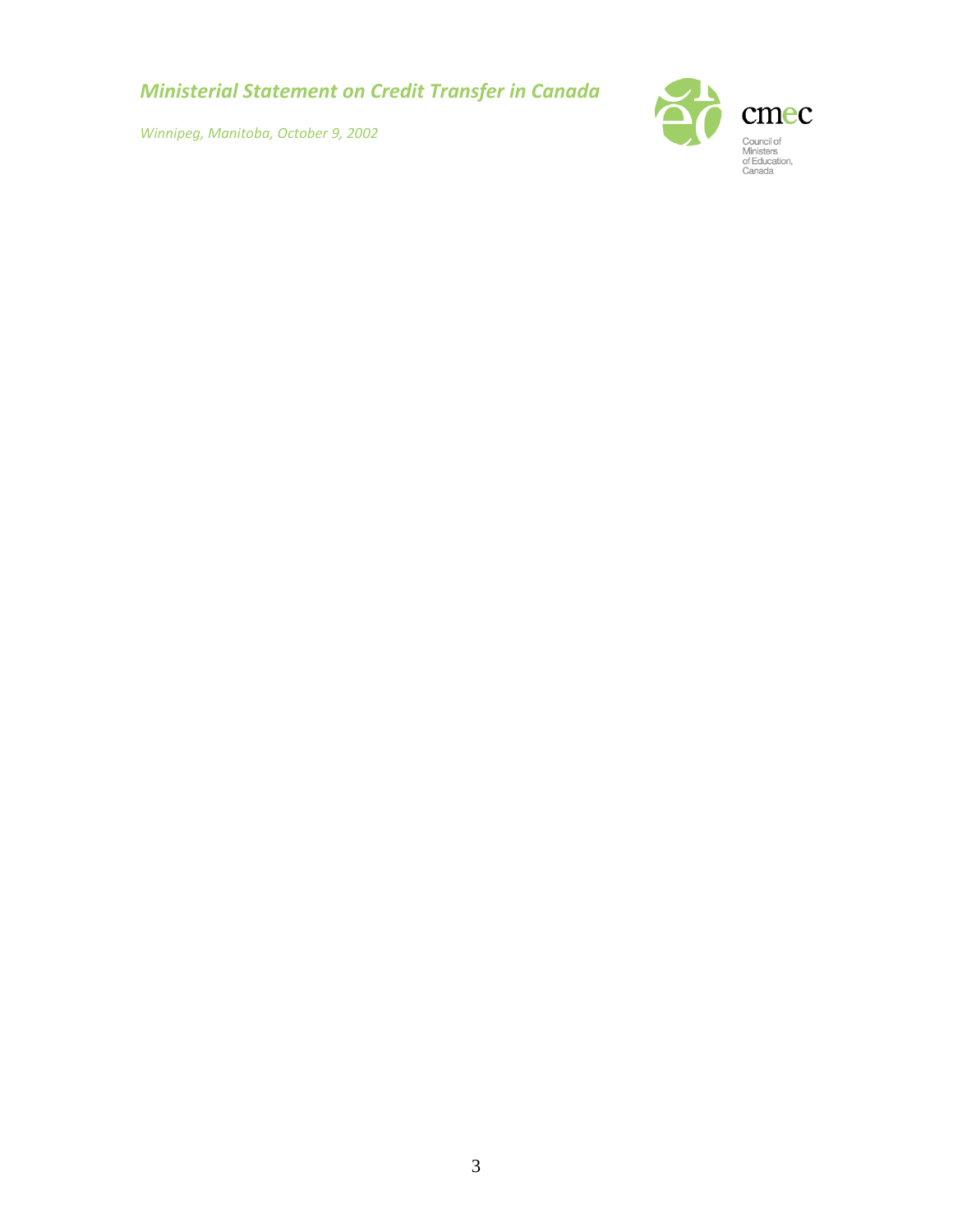*Ministerial Statement on Credit Transfer in Canada*

*Winnipeg, Manitoba, October 9, 2002*

cmec

Council of Ministers of Education, Canada